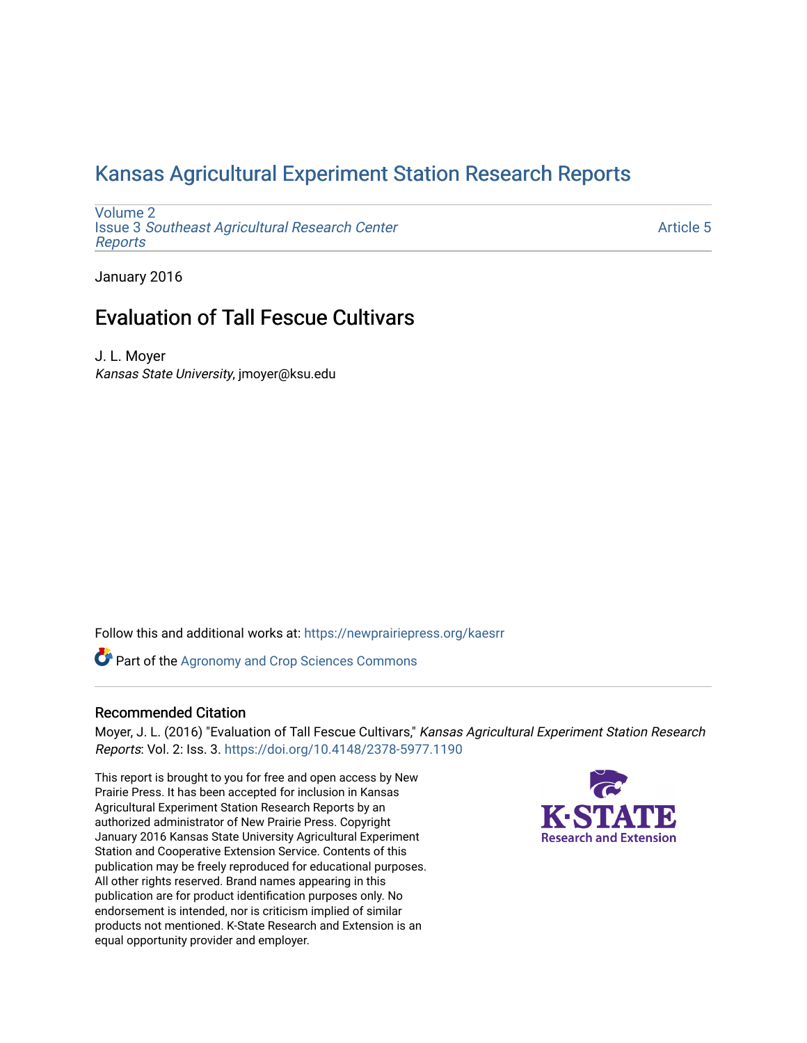# Kansas Agricultural Experiment Station Research Reports

Volume 2
Issue 3 *Southeast Agricultural Research Center Reports*

Article 5

January 2016

## Evaluation of Tall Fescue Cultivars

J. L. Moyer
*Kansas State University*, jmoyer@ksu.edu

Follow this and additional works at: https://newprairiepress.org/kaesrr

Part of the Agronomy and Crop Sciences Commons

### Recommended Citation

Moyer, J. L. (2016) "Evaluation of Tall Fescue Cultivars," *Kansas Agricultural Experiment Station Research Reports*: Vol. 2: Iss. 3. https://doi.org/10.4148/2378-5977.1190

This report is brought to you for free and open access by New Prairie Press. It has been accepted for inclusion in Kansas Agricultural Experiment Station Research Reports by an authorized administrator of New Prairie Press. Copyright January 2016 Kansas State University Agricultural Experiment Station and Cooperative Extension Service. Contents of this publication may be freely reproduced for educational purposes. All other rights reserved. Brand names appearing in this publication are for product identification purposes only. No endorsement is intended, nor is criticism implied of similar products not mentioned. K-State Research and Extension is an equal opportunity provider and employer.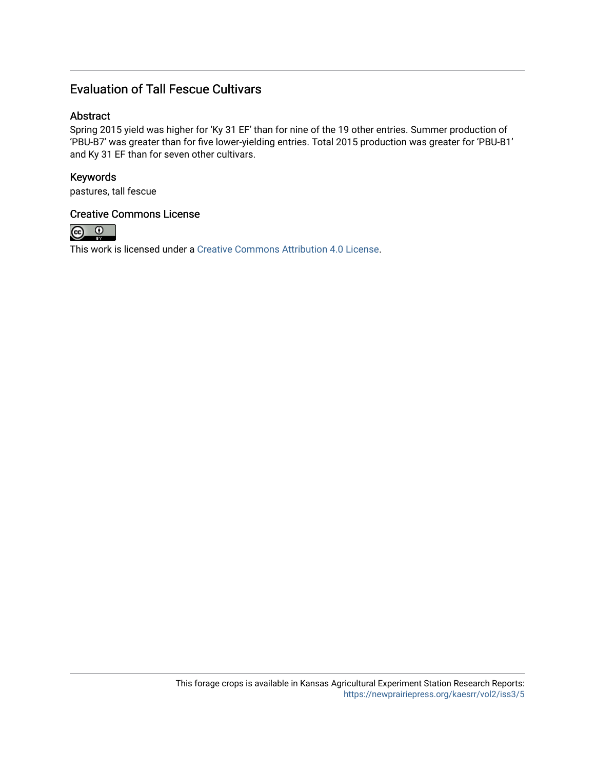## Evaluation of Tall Fescue Cultivars

### Abstract

Spring 2015 yield was higher for 'Ky 31 EF' than for nine of the 19 other entries. Summer production of 'PBU-B7' was greater than for five lower-yielding entries. Total 2015 production was greater for 'PBU-B1' and Ky 31 EF than for seven other cultivars.

### Keywords

pastures, tall fescue

### Creative Commons License

This work is licensed under a Creative Commons Attribution 4.0 License.

This forage crops is available in Kansas Agricultural Experiment Station Research Reports: https://newprairiepress.org/kaesrr/vol2/iss3/5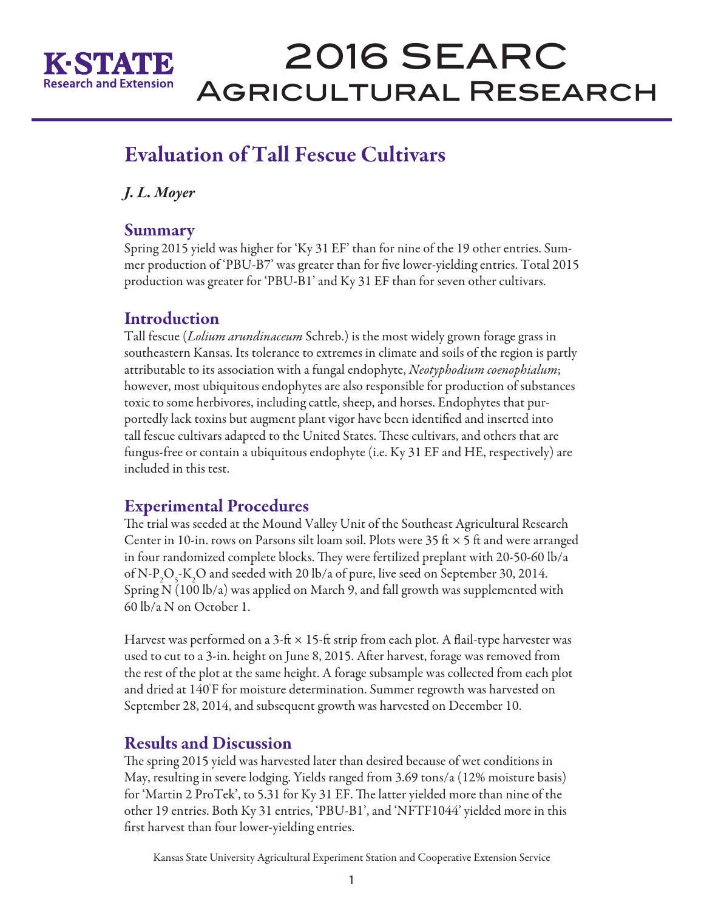# Evaluation of Tall Fescue Cultivars

*J. L. Moyer*

## Summary

Spring 2015 yield was higher for 'Ky 31 EF' than for nine of the 19 other entries. Summer production of 'PBU-B7' was greater than for five lower-yielding entries. Total 2015 production was greater for 'PBU-B1' and Ky 31 EF than for seven other cultivars.

## Introduction

Tall fescue (*Lolium arundinaceum* Schreb.) is the most widely grown forage grass in southeastern Kansas. Its tolerance to extremes in climate and soils of the region is partly attributable to its association with a fungal endophyte, *Neotyphodium coenophialum*; however, most ubiquitous endophytes are also responsible for production of substances toxic to some herbivores, including cattle, sheep, and horses. Endophytes that purportedly lack toxins but augment plant vigor have been identified and inserted into tall fescue cultivars adapted to the United States. These cultivars, and others that are fungus-free or contain a ubiquitous endophyte (i.e. Ky 31 EF and HE, respectively) are included in this test.

## Experimental Procedures

The trial was seeded at the Mound Valley Unit of the Southeast Agricultural Research Center in 10-in. rows on Parsons silt loam soil. Plots were 35 ft × 5 ft and were arranged in four randomized complete blocks. They were fertilized preplant with 20-50-60 lb/a of N-$P_2O_5$-$K_2O$ and seeded with 20 lb/a of pure, live seed on September 30, 2014. Spring N (100 lb/a) was applied on March 9, and fall growth was supplemented with 60 lb/a N on October 1.

Harvest was performed on a 3-ft × 15-ft strip from each plot. A flail-type harvester was used to cut to a 3-in. height on June 8, 2015. After harvest, forage was removed from the rest of the plot at the same height. A forage subsample was collected from each plot and dried at 140°F for moisture determination. Summer regrowth was harvested on September 28, 2014, and subsequent growth was harvested on December 10.

## Results and Discussion

The spring 2015 yield was harvested later than desired because of wet conditions in May, resulting in severe lodging. Yields ranged from 3.69 tons/a (12% moisture basis) for 'Martin 2 ProTek', to 5.31 for Ky 31 EF. The latter yielded more than nine of the other 19 entries. Both Ky 31 entries, 'PBU-B1', and 'NFTF1044' yielded more in this first harvest than four lower-yielding entries.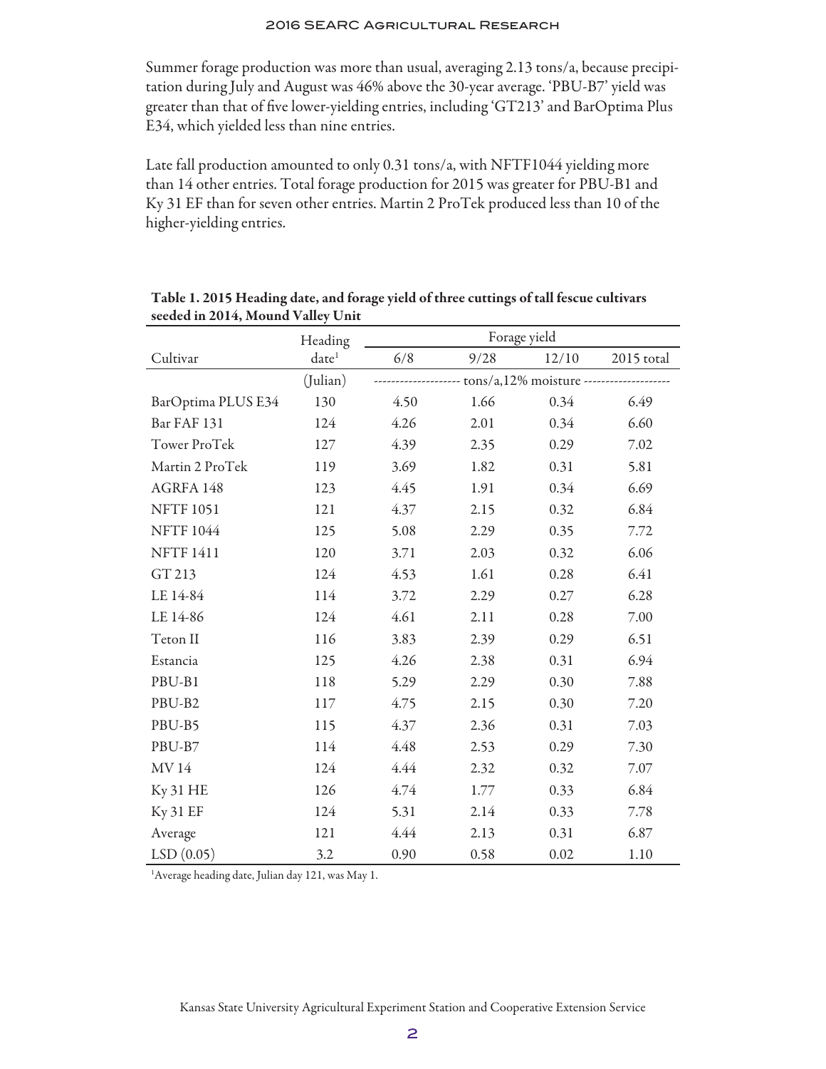Summer forage production was more than usual, averaging 2.13 tons/a, because precipitation during July and August was 46% above the 30-year average. 'PBU-B7' yield was greater than that of five lower-yielding entries, including 'GT213' and BarOptima Plus E34, which yielded less than nine entries.

Late fall production amounted to only 0.31 tons/a, with NFTF1044 yielding more than 14 other entries. Total forage production for 2015 was greater for PBU-B1 and Ky 31 EF than for seven other entries. Martin 2 ProTek produced less than 10 of the higher-yielding entries.

**Table 1. 2015 Heading date, and forage yield of three cuttings of tall fescue cultivars seeded in 2014, Mound Valley Unit**

| Cultivar | Heading date[1] | Forage yield | | | |
|---|---|---|---|---|---|
| | | 6/8 | 9/28 | 12/10 | 2015 total |
| | (Julian) | tons/a,12% moisture | | | |
| BarOptima PLUS E34 | 130 | 4.50 | 1.66 | 0.34 | 6.49 |
| Bar FAF 131 | 124 | 4.26 | 2.01 | 0.34 | 6.60 |
| Tower ProTek | 127 | 4.39 | 2.35 | 0.29 | 7.02 |
| Martin 2 ProTek | 119 | 3.69 | 1.82 | 0.31 | 5.81 |
| AGRFA 148 | 123 | 4.45 | 1.91 | 0.34 | 6.69 |
| NFTF 1051 | 121 | 4.37 | 2.15 | 0.32 | 6.84 |
| NFTF 1044 | 125 | 5.08 | 2.29 | 0.35 | 7.72 |
| NFTF 1411 | 120 | 3.71 | 2.03 | 0.32 | 6.06 |
| GT 213 | 124 | 4.53 | 1.61 | 0.28 | 6.41 |
| LE 14-84 | 114 | 3.72 | 2.29 | 0.27 | 6.28 |
| LE 14-86 | 124 | 4.61 | 2.11 | 0.28 | 7.00 |
| Teton II | 116 | 3.83 | 2.39 | 0.29 | 6.51 |
| Estancia | 125 | 4.26 | 2.38 | 0.31 | 6.94 |
| PBU-B1 | 118 | 5.29 | 2.29 | 0.30 | 7.88 |
| PBU-B2 | 117 | 4.75 | 2.15 | 0.30 | 7.20 |
| PBU-B5 | 115 | 4.37 | 2.36 | 0.31 | 7.03 |
| PBU-B7 | 114 | 4.48 | 2.53 | 0.29 | 7.30 |
| MV 14 | 124 | 4.44 | 2.32 | 0.32 | 7.07 |
| Ky 31 HE | 126 | 4.74 | 1.77 | 0.33 | 6.84 |
| Ky 31 EF | 124 | 5.31 | 2.14 | 0.33 | 7.78 |
| Average | 121 | 4.44 | 2.13 | 0.31 | 6.87 |
| LSD (0.05) | 3.2 | 0.90 | 0.58 | 0.02 | 1.10 |

[1]Average heading date, Julian day 121, was May 1.